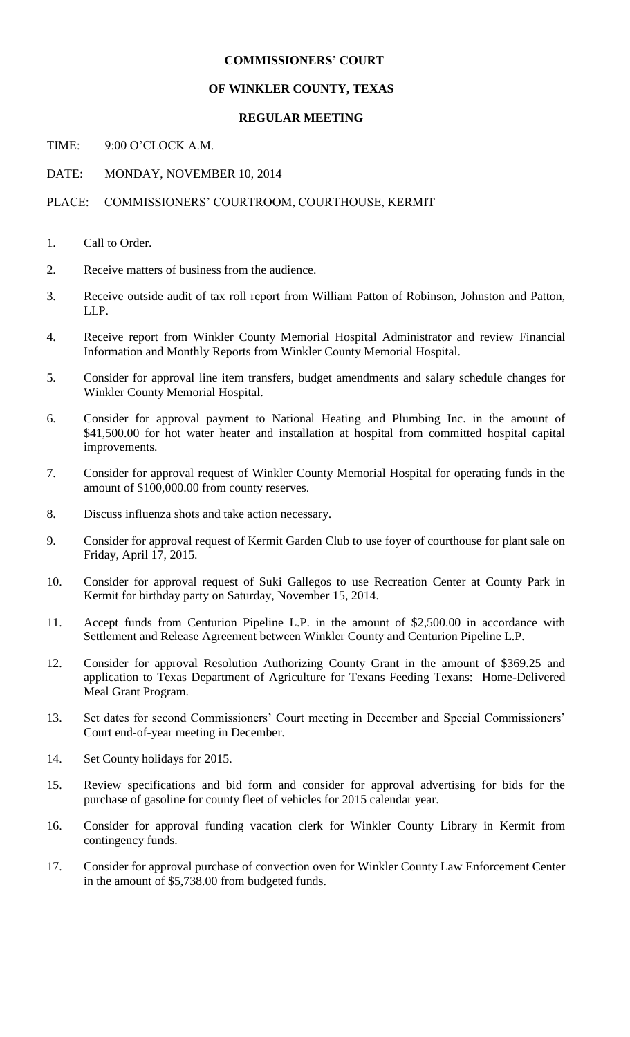# COMMISSIONERS' COURT

## OF WINKLER COUNTY, TEXAS

### REGULAR MEETING

TIME: 9:00 O'CLOCK A.M.

DATE: MONDAY, NOVEMBER 10, 2014

PLACE: COMMISSIONERS' COURTROOM, COURTHOUSE, KERMIT

1. Call to Order.
2. Receive matters of business from the audience.
3. Receive outside audit of tax roll report from William Patton of Robinson, Johnston and Patton, LLP.
4. Receive report from Winkler County Memorial Hospital Administrator and review Financial Information and Monthly Reports from Winkler County Memorial Hospital.
5. Consider for approval line item transfers, budget amendments and salary schedule changes for Winkler County Memorial Hospital.
6. Consider for approval payment to National Heating and Plumbing Inc. in the amount of $41,500.00 for hot water heater and installation at hospital from committed hospital capital improvements.
7. Consider for approval request of Winkler County Memorial Hospital for operating funds in the amount of $100,000.00 from county reserves.
8. Discuss influenza shots and take action necessary.
9. Consider for approval request of Kermit Garden Club to use foyer of courthouse for plant sale on Friday, April 17, 2015.
10. Consider for approval request of Suki Gallegos to use Recreation Center at County Park in Kermit for birthday party on Saturday, November 15, 2014.
11. Accept funds from Centurion Pipeline L.P. in the amount of $2,500.00 in accordance with Settlement and Release Agreement between Winkler County and Centurion Pipeline L.P.
12. Consider for approval Resolution Authorizing County Grant in the amount of $369.25 and application to Texas Department of Agriculture for Texans Feeding Texans: Home-Delivered Meal Grant Program.
13. Set dates for second Commissioners' Court meeting in December and Special Commissioners' Court end-of-year meeting in December.
14. Set County holidays for 2015.
15. Review specifications and bid form and consider for approval advertising for bids for the purchase of gasoline for county fleet of vehicles for 2015 calendar year.
16. Consider for approval funding vacation clerk for Winkler County Library in Kermit from contingency funds.
17. Consider for approval purchase of convection oven for Winkler County Law Enforcement Center in the amount of $5,738.00 from budgeted funds.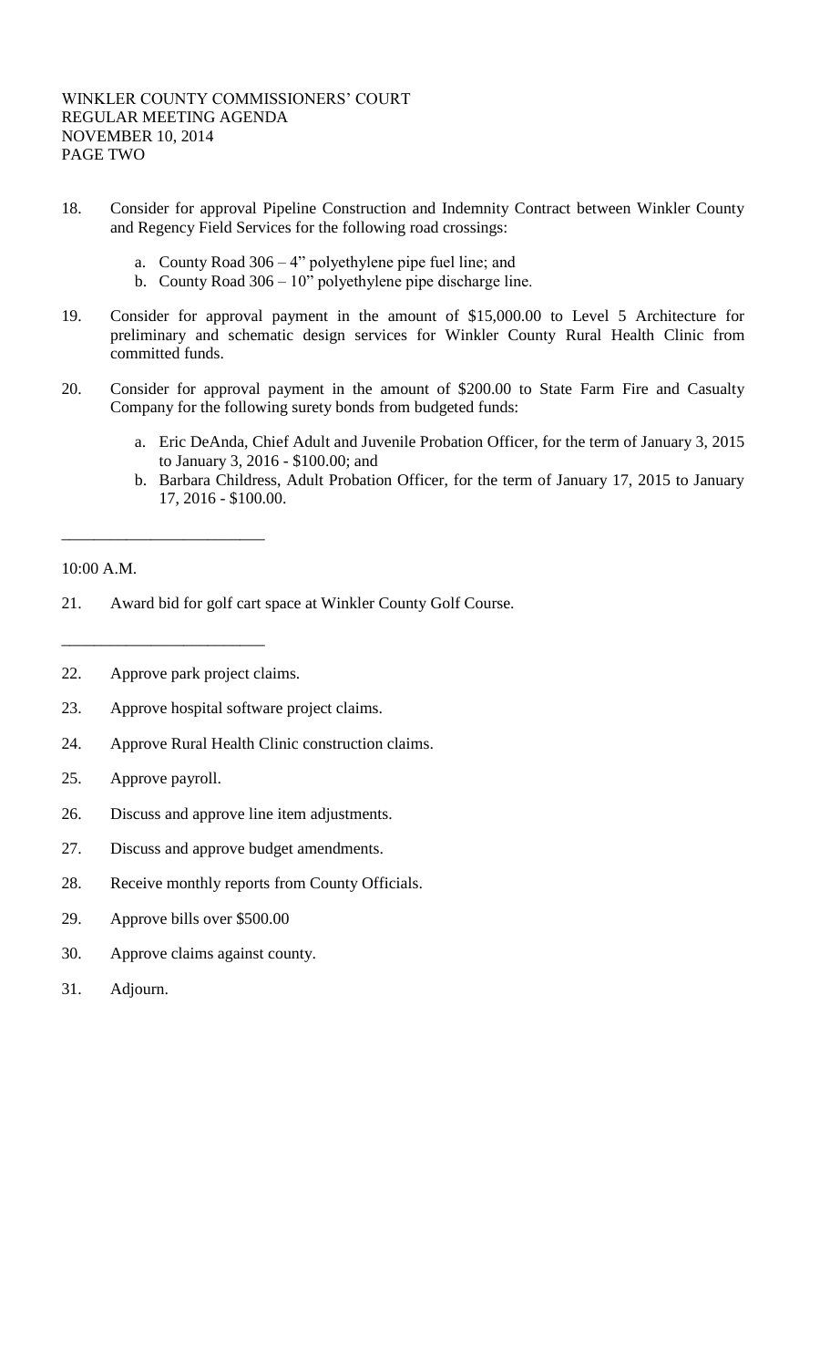18. Consider for approval Pipeline Construction and Indemnity Contract between Winkler County and Regency Field Services for the following road crossings:

    a. County Road 306 – 4" polyethylene pipe fuel line; and
    b. County Road 306 – 10" polyethylene pipe discharge line.

19. Consider for approval payment in the amount of $15,000.00 to Level 5 Architecture for preliminary and schematic design services for Winkler County Rural Health Clinic from committed funds.

20. Consider for approval payment in the amount of $200.00 to State Farm Fire and Casualty Company for the following surety bonds from budgeted funds:

    a. Eric DeAnda, Chief Adult and Juvenile Probation Officer, for the term of January 3, 2015 to January 3, 2016 - $100.00; and
    b. Barbara Childress, Adult Probation Officer, for the term of January 17, 2015 to January 17, 2016 - $100.00.

___________________________

10:00 A.M.

21. Award bid for golf cart space at Winkler County Golf Course.

___________________________

22. Approve park project claims.

23. Approve hospital software project claims.

24. Approve Rural Health Clinic construction claims.

25. Approve payroll.

26. Discuss and approve line item adjustments.

27. Discuss and approve budget amendments.

28. Receive monthly reports from County Officials.

29. Approve bills over $500.00

30. Approve claims against county.

31. Adjourn.